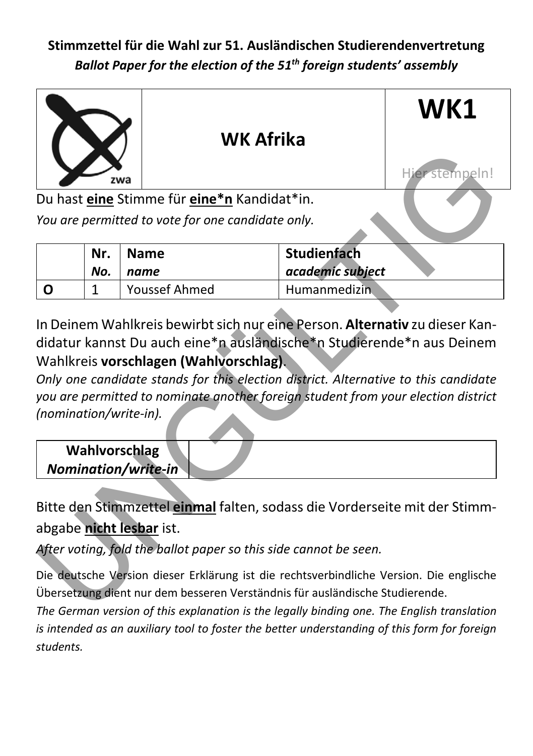**Stimmzettel für die Wahl zur 51. Ausländischen Studierendenvertretung**
***Ballot Paper for the election of the 51th foreign students' assembly***

| zwa | WK Afrika | WK1 |
|---|---|---|
| | | Hier stempeln! |

Du hast **eine** Stimme für **eine*n** Kandidat*in.
*You are permitted to vote for one candidate only.*

| | Nr. *No.* | Name *name* | Studienfach *academic subject* |
|---|---|---|---|
| **O** | 1 | Youssef Ahmed | Humanmedizin |

In Deinem Wahlkreis bewirbt sich nur eine Person. **Alternativ** zu dieser Kandidatur kannst Du auch eine*n ausländische*n Studierende*n aus Deinem Wahlkreis **vorschlagen (Wahlvorschlag)**.
*Only one candidate stands for this election district. Alternative to this candidate you are permitted to nominate another foreign student from your election district (nomination/write-in).*

| **Wahlvorschlag** ***Nomination/write-in*** | |
|---|---|

Bitte den Stimmzettel **einmal** falten, sodass die Vorderseite mit der Stimmabgabe **nicht lesbar** ist.
*After voting, fold the ballot paper so this side cannot be seen.*

Die deutsche Version dieser Erklärung ist die rechtsverbindliche Version. Die englische Übersetzung dient nur dem besseren Verständnis für ausländische Studierende.
*The German version of this explanation is the legally binding one. The English translation is intended as an auxiliary tool to foster the better understanding of this form for foreign students.*

UNGÜLTIG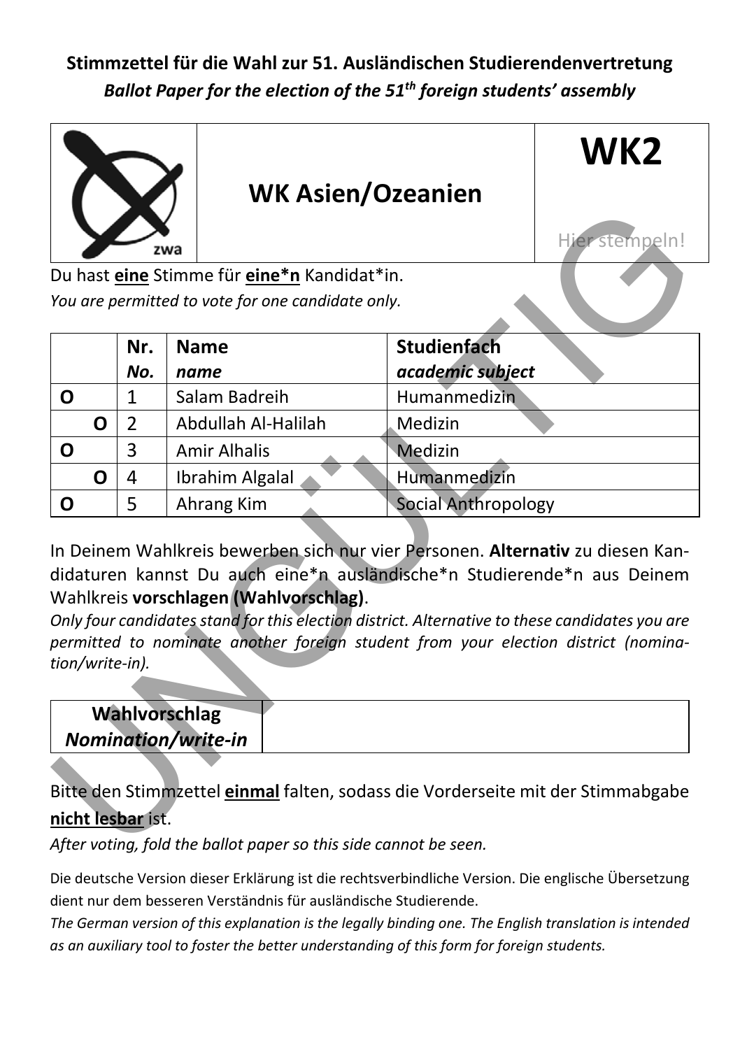**Stimmzettel für die Wahl zur 51. Ausländischen Studierendenvertretung**
***Ballot Paper for the election of the 51th foreign students' assembly***

| zwa | **WK Asien/Ozeanien** | **WK2** Hier stempeln! |
|---|---|---|

Du hast **eine** Stimme für **eine*n** Kandidat*in.
*You are permitted to vote for one candidate only.*

| | **Nr.** *No.* | **Name** *name* | **Studienfach** *academic subject* |
|---|---|---|---|
| **O** | 1 | Salam Badreih | Humanmedizin |
| **O** | 2 | Abdullah Al-Halilah | Medizin |
| **O** | 3 | Amir Alhalis | Medizin |
| **O** | 4 | Ibrahim Algalal | Humanmedizin |
| **O** | 5 | Ahrang Kim | Social Anthropology |

In Deinem Wahlkreis bewerben sich nur vier Personen. **Alternativ** zu diesen Kandidaturen kannst Du auch eine*n ausländische*n Studierende*n aus Deinem Wahlkreis **vorschlagen (Wahlvorschlag)**.
*Only four candidates stand for this election district. Alternative to these candidates you are permitted to nominate another foreign student from your election district (nomination/write-in).*

| **Wahlvorschlag** ***Nomination/write-in*** | |
|---|---|

Bitte den Stimmzettel **einmal** falten, sodass die Vorderseite mit der Stimmabgabe **nicht lesbar** ist.
*After voting, fold the ballot paper so this side cannot be seen.*

Die deutsche Version dieser Erklärung ist die rechtsverbindliche Version. Die englische Übersetzung dient nur dem besseren Verständnis für ausländische Studierende.
*The German version of this explanation is the legally binding one. The English translation is intended as an auxiliary tool to foster the better understanding of this form for foreign students.*

UNGÜLTIG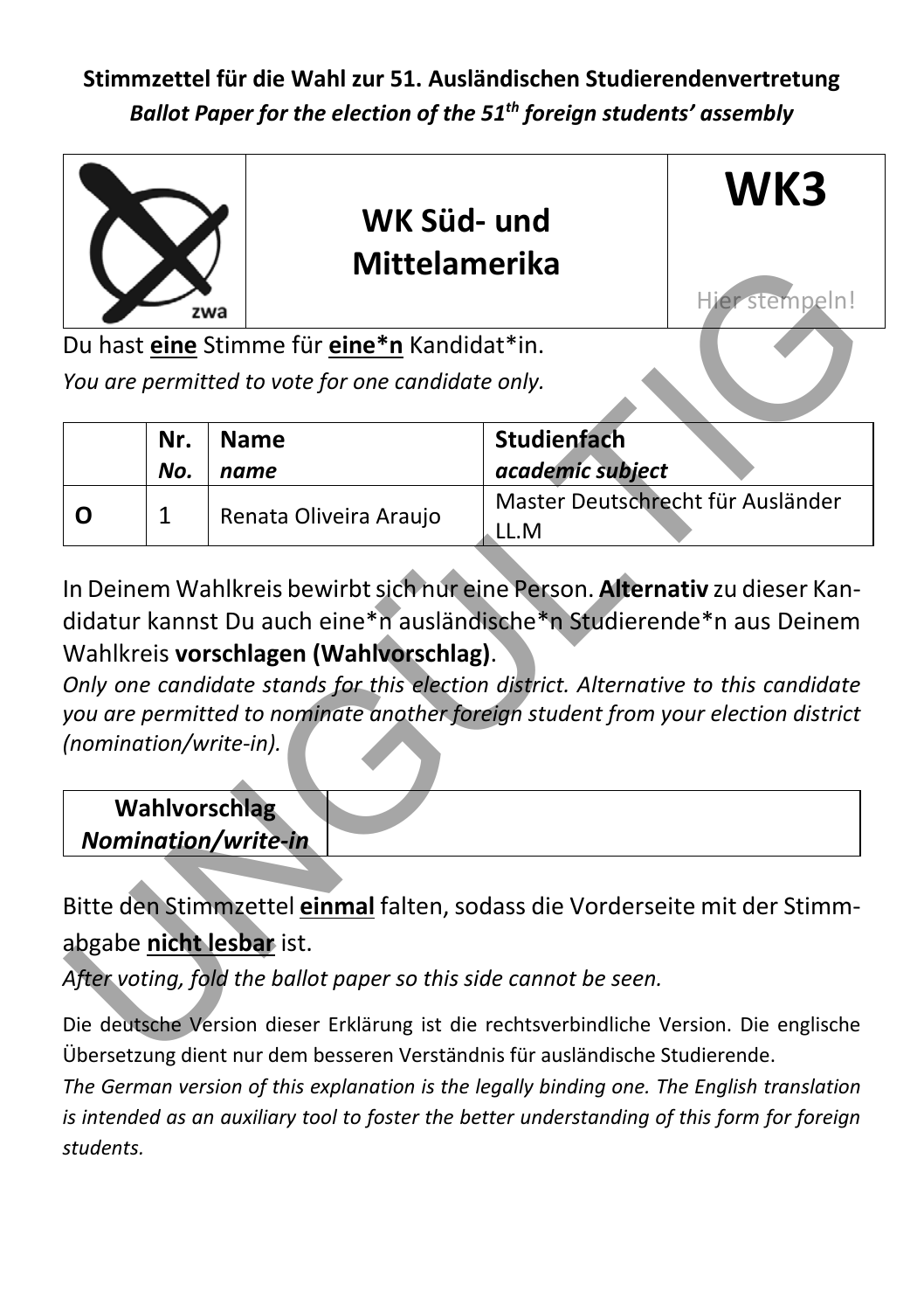**Stimmzettel für die Wahl zur 51. Ausländischen Studierendenvertretung**
***Ballot Paper for the election of the 51th foreign students' assembly***

| zwa | **WK Süd- und Mittelamerika** | **WK3** Hier stempeln! |
|---|---|---|

Du hast **eine** Stimme für **eine*n** Kandidat*in.
*You are permitted to vote for one candidate only.*

| | **Nr.** ***No.*** | **Name** ***name*** | **Studienfach** ***academic subject*** |
|---|---|---|---|
| **O** | 1 | Renata Oliveira Araujo | Master Deutschrecht für Ausländer LL.M |

In Deinem Wahlkreis bewirbt sich nur eine Person. **Alternativ** zu dieser Kandidatur kannst Du auch eine*n ausländische*n Studierende*n aus Deinem Wahlkreis **vorschlagen (Wahlvorschlag)**.
*Only one candidate stands for this election district. Alternative to this candidate you are permitted to nominate another foreign student from your election district (nomination/write-in).*

| **Wahlvorschlag** ***Nomination/write-in*** | |
|---|---|

Bitte den Stimmzettel **einmal** falten, sodass die Vorderseite mit der Stimmabgabe **nicht lesbar** ist.
*After voting, fold the ballot paper so this side cannot be seen.*

Die deutsche Version dieser Erklärung ist die rechtsverbindliche Version. Die englische Übersetzung dient nur dem besseren Verständnis für ausländische Studierende.
*The German version of this explanation is the legally binding one. The English translation is intended as an auxiliary tool to foster the better understanding of this form for foreign students.*

UNGÜLTIG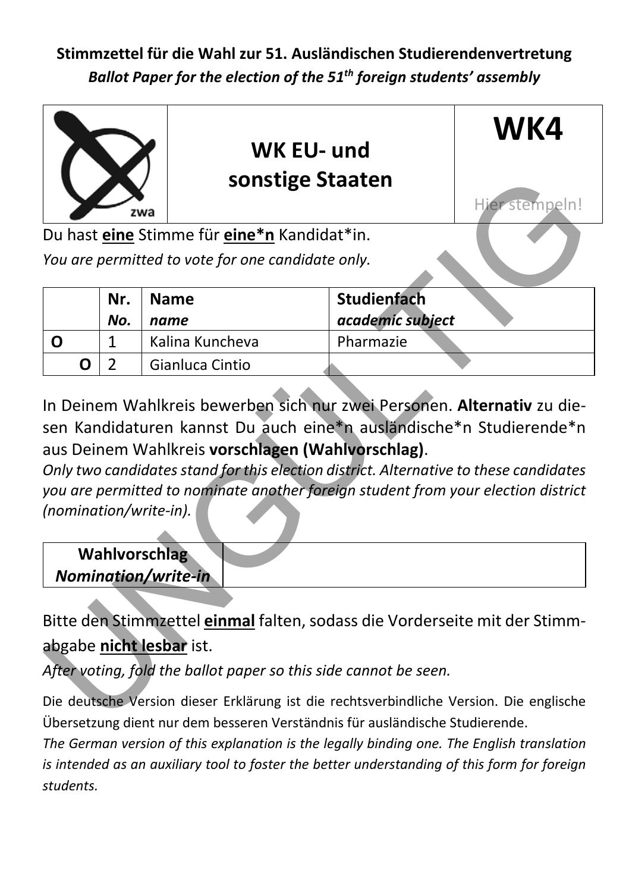**Stimmzettel für die Wahl zur 51. Ausländischen Studierendenvertretung**

***Ballot Paper for the election of the 51th foreign students' assembly***

| zwa | **WK EU- und sonstige Staaten** | **WK4** Hier stempeln! |
|---|---|---|

Du hast **eine** Stimme für **eine*n** Kandidat*in.

*You are permitted to vote for one candidate only.*

| | **Nr.** *No.* | **Name** *name* | **Studienfach** *academic subject* |
|---|---|---|---|
| **O** | 1 | Kalina Kuncheva | Pharmazie |
| **O** | 2 | Gianluca Cintio | |

In Deinem Wahlkreis bewerben sich nur zwei Personen. **Alternativ** zu diesen Kandidaturen kannst Du auch eine*n ausländische*n Studierende*n aus Deinem Wahlkreis **vorschlagen (Wahlvorschlag)**.

*Only two candidates stand for this election district. Alternative to these candidates you are permitted to nominate another foreign student from your election district (nomination/write-in).*

| **Wahlvorschlag** ***Nomination/write-in*** | |
|---|---|

Bitte den Stimmzettel **einmal** falten, sodass die Vorderseite mit der Stimmabgabe **nicht lesbar** ist.

*After voting, fold the ballot paper so this side cannot be seen.*

Die deutsche Version dieser Erklärung ist die rechtsverbindliche Version. Die englische Übersetzung dient nur dem besseren Verständnis für ausländische Studierende.

*The German version of this explanation is the legally binding one. The English translation is intended as an auxiliary tool to foster the better understanding of this form for foreign students.*

UNGÜLTIG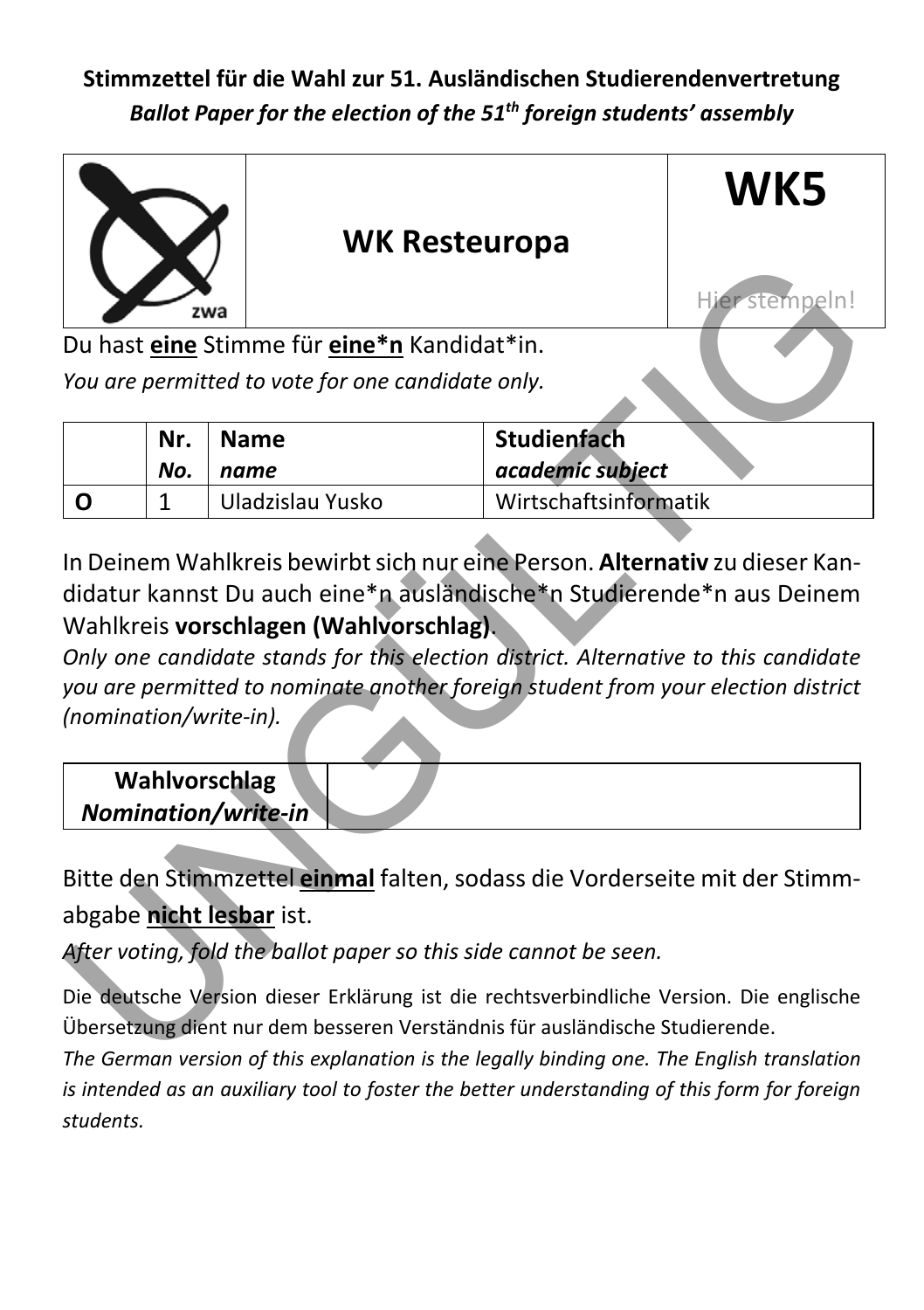**Stimmzettel für die Wahl zur 51. Ausländischen Studierendenvertretung**
***Ballot Paper for the election of the 51th foreign students' assembly***

| | | |
|---|---|---|
| zwa | **WK Resteuropa** | **WK5** Hier stempeln! |

Du hast **eine** Stimme für **eine*n** Kandidat*in.
*You are permitted to vote for one candidate only.*

| | Nr. *No.* | Name *name* | Studienfach *academic subject* |
|---|---|---|---|
| **O** | 1 | Uladzislau Yusko | Wirtschaftsinformatik |

In Deinem Wahlkreis bewirbt sich nur eine Person. **Alternativ** zu dieser Kandidatur kannst Du auch eine*n ausländische*n Studierende*n aus Deinem Wahlkreis **vorschlagen (Wahlvorschlag)**.
*Only one candidate stands for this election district. Alternative to this candidate you are permitted to nominate another foreign student from your election district (nomination/write-in).*

| **Wahlvorschlag** ***Nomination/write-in*** | |
|---|---|

Bitte den Stimmzettel **einmal** falten, sodass die Vorderseite mit der Stimmabgabe **nicht lesbar** ist.
*After voting, fold the ballot paper so this side cannot be seen.*

Die deutsche Version dieser Erklärung ist die rechtsverbindliche Version. Die englische Übersetzung dient nur dem besseren Verständnis für ausländische Studierende.
*The German version of this explanation is the legally binding one. The English translation is intended as an auxiliary tool to foster the better understanding of this form for foreign students.*

UNGÜLTIG